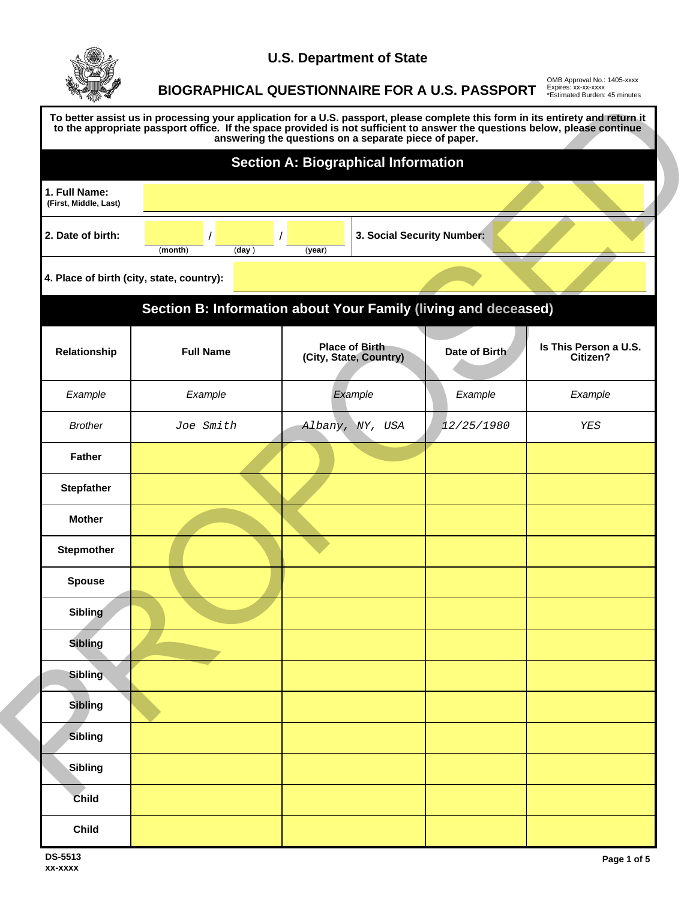U.S. Department of State

# BIOGRAPHICAL QUESTIONNAIRE FOR A U.S. PASSPORT

OMB Approval No.: 1405-xxxx
Expires: xx-xx-xxxx
*Estimated Burden: 45 minutes

**To better assist us in processing your application for a U.S. passport, please complete this form in its entirety and return it to the appropriate passport office. If the space provided is not sufficient to answer the questions below, please continue answering the questions on a separate piece of paper.**

## Section A: Biographical Information

**1. Full Name:** (First, Middle, Last)

**2. Date of birth:** ____ (month) / ____ (day) / ____ (year)

**3. Social Security Number:**

**4. Place of birth (city, state, country):**

## Section B: Information about Your Family (living and deceased)

| Relationship | Full Name | Place of Birth (City, State, Country) | Date of Birth | Is This Person a U.S. Citizen? |
|---|---|---|---|---|
| *Example* | *Example* | *Example* | *Example* | *Example* |
| *Brother* | `Joe Smith` | `Albany, NY, USA` | `12/25/1980` | `YES` |
| **Father** | | | | |
| **Stepfather** | | | | |
| **Mother** | | | | |
| **Stepmother** | | | | |
| **Spouse** | | | | |
| **Sibling** | | | | |
| **Sibling** | | | | |
| **Sibling** | | | | |
| **Sibling** | | | | |
| **Sibling** | | | | |
| **Sibling** | | | | |
| **Child** | | | | |
| **Child** | | | | |

DS-5513
xx-xxxx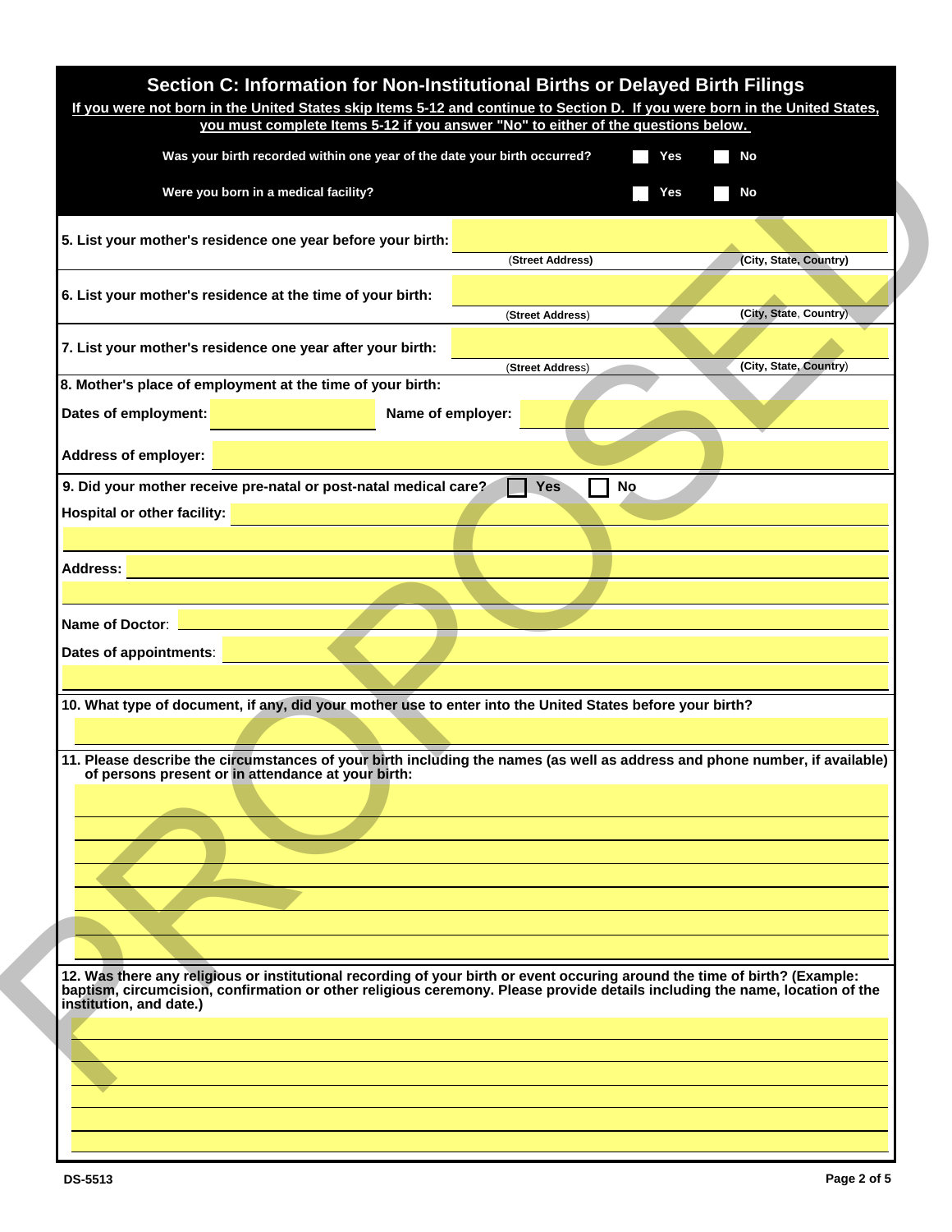## Section C: Information for Non-Institutional Births or Delayed Birth Filings

**If you were not born in the United States skip Items 5-12 and continue to Section D. If you were born in the United States, you must complete Items 5-12 if you answer "No" to either of the questions below.**

**Was your birth recorded within one year of the date your birth occurred?** ☐ Yes ☐ No

**Were you born in a medical facility?** ☐ Yes ☐ No

**5. List your mother's residence one year before your birth:**

(Street Address) (City, State, Country)

**6. List your mother's residence at the time of your birth:**

(Street Address) (City, State, Country)

**7. List your mother's residence one year after your birth:**

(Street Address) (City, State, Country)

**8. Mother's place of employment at the time of your birth:**

**Dates of employment:** **Name of employer:**

**Address of employer:**

**9. Did your mother receive pre-natal or post-natal medical care?** ☐ Yes ☐ No

**Hospital or other facility:**

**Address:**

**Name of Doctor:**

**Dates of appointments:**

**10. What type of document, if any, did your mother use to enter into the United States before your birth?**

**11. Please describe the circumstances of your birth including the names (as well as address and phone number, if available) of persons present or in attendance at your birth:**

**12. Was there any religious or institutional recording of your birth or event occuring around the time of birth? (Example: baptism, circumcision, confirmation or other religious ceremony. Please provide details including the name, location of the institution, and date.)**

DS-5513

PROPOSED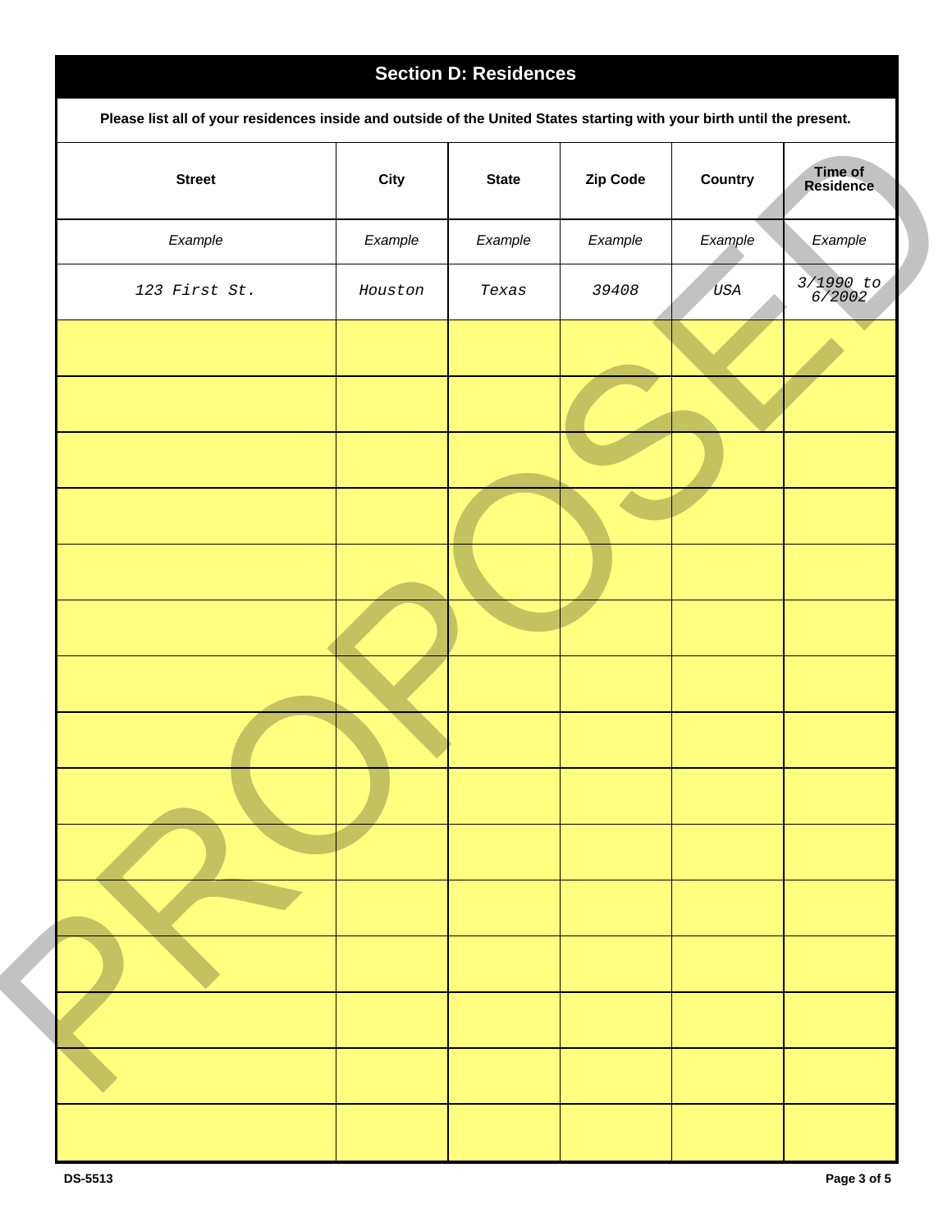## Section D: Residences

**Please list all of your residences inside and outside of the United States starting with your birth until the present.**

| Street | City | State | Zip Code | Country | Time of Residence |
|---|---|---|---|---|---|
| *Example* | *Example* | *Example* | *Example* | *Example* | *Example* |
| *123 First St.* | *Houston* | *Texas* | *39408* | *USA* | *3/1990 to 6/2002* |
| | | | | | |
| | | | | | |
| | | | | | |
| | | | | | |
| | | | | | |
| | | | | | |
| | | | | | |
| | | | | | |
| | | | | | |
| | | | | | |
| | | | | | |
| | | | | | |
| | | | | | |
| | | | | | |
| | | | | | |

PROPOSED

DS-5513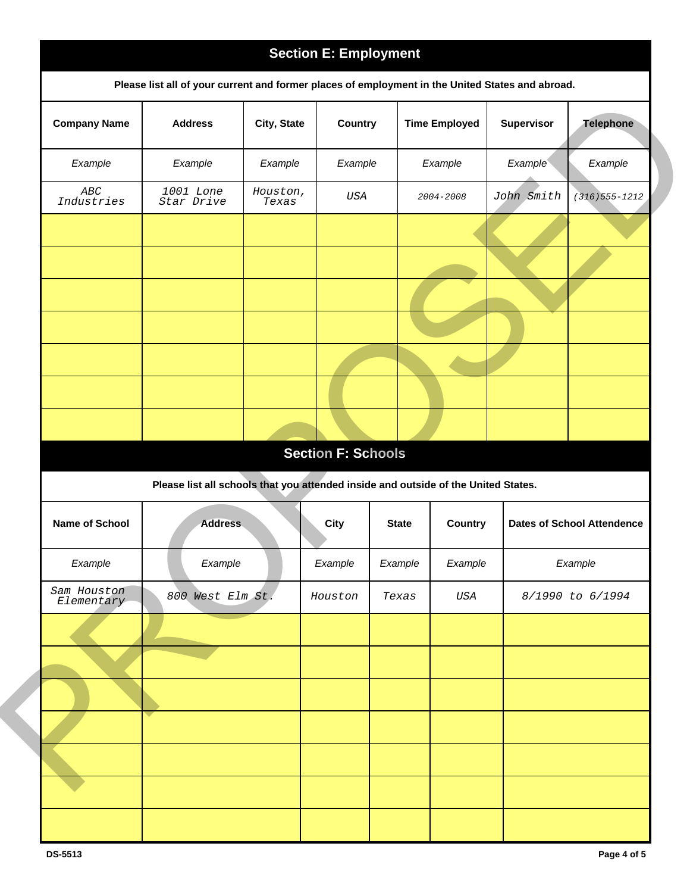## Section E: Employment

**Please list all of your current and former places of employment in the United States and abroad.**

| Company Name | Address | City, State | Country | Time Employed | Supervisor | Telephone |
|---|---|---|---|---|---|---|
| *Example* | *Example* | *Example* | *Example* | *Example* | *Example* | *Example* |
| *ABC Industries* | *1001 Lone Star Drive* | *Houston, Texas* | *USA* | *2004-2008* | *John Smith* | *(316)555-1212* |
| | | | | | | |
| | | | | | | |
| | | | | | | |
| | | | | | | |
| | | | | | | |
| | | | | | | |
| | | | | | | |

## Section F: Schools

**Please list all schools that you attended inside and outside of the United States.**

| Name of School | Address | City | State | Country | Dates of School Attendence |
|---|---|---|---|---|---|
| *Example* | *Example* | *Example* | *Example* | *Example* | *Example* |
| *Sam Houston Elementary* | *800 West Elm St.* | *Houston* | *Texas* | *USA* | *8/1990 to 6/1994* |
| | | | | | |
| | | | | | |
| | | | | | |
| | | | | | |
| | | | | | |
| | | | | | |
| | | | | | |

PROPOSED

DS-5513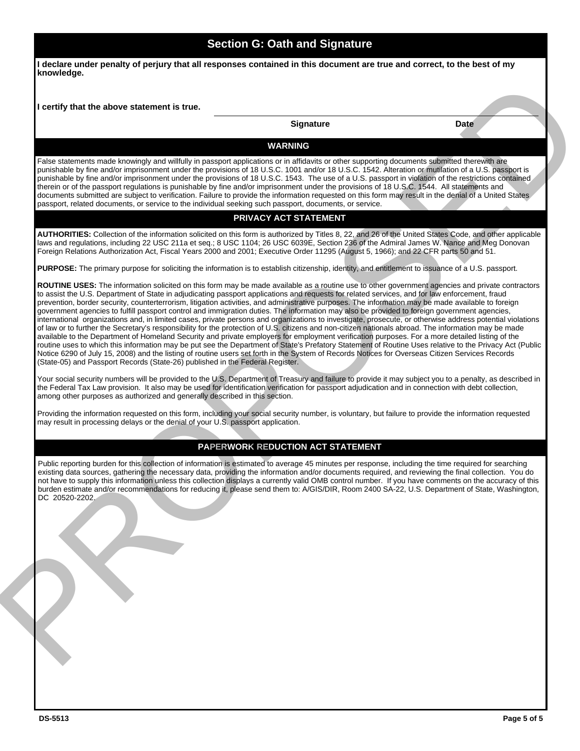## Section G: Oath and Signature

**I declare under penalty of perjury that all responses contained in this document are true and correct, to the best of my knowledge.**

**I certify that the above statement is true.**

**Signature** **Date**

### WARNING

False statements made knowingly and willfully in passport applications or in affidavits or other supporting documents submitted therewith are punishable by fine and/or imprisonment under the provisions of 18 U.S.C. 1001 and/or 18 U.S.C. 1542. Alteration or mutilation of a U.S. passport is punishable by fine and/or imprisonment under the provisions of 18 U.S.C. 1543. The use of a U.S. passport in violation of the restrictions contained therein or of the passport regulations is punishable by fine and/or imprisonment under the provisions of 18 U.S.C. 1544. All statements and documents submitted are subject to verification. Failure to provide the information requested on this form may result in the denial of a United States passport, related documents, or service to the individual seeking such passport, documents, or service.

### PRIVACY ACT STATEMENT

**AUTHORITIES:** Collection of the information solicited on this form is authorized by Titles 8, 22, and 26 of the United States Code, and other applicable laws and regulations, including 22 USC 211a et seq.; 8 USC 1104; 26 USC 6039E, Section 236 of the Admiral James W. Nance and Meg Donovan Foreign Relations Authorization Act, Fiscal Years 2000 and 2001; Executive Order 11295 (August 5, 1966); and 22 CFR parts 50 and 51.

**PURPOSE:** The primary purpose for soliciting the information is to establish citizenship, identity, and entitlement to issuance of a U.S. passport.

**ROUTINE USES:** The information solicited on this form may be made available as a routine use to other government agencies and private contractors to assist the U.S. Department of State in adjudicating passport applications and requests for related services, and for law enforcement, fraud prevention, border security, counterterrorism, litigation activities, and administrative purposes. The information may be made available to foreign government agencies to fulfill passport control and immigration duties. The information may also be provided to foreign government agencies, international organizations and, in limited cases, private persons and organizations to investigate, prosecute, or otherwise address potential violations of law or to further the Secretary's responsibility for the protection of U.S. citizens and non-citizen nationals abroad. The information may be made available to the Department of Homeland Security and private employers for employment verification purposes. For a more detailed listing of the routine uses to which this information may be put see the Department of State's Prefatory Statement of Routine Uses relative to the Privacy Act (Public Notice 6290 of July 15, 2008) and the listing of routine users set forth in the System of Records Notices for Overseas Citizen Services Records (State-05) and Passport Records (State-26) published in the Federal Register.

Your social security numbers will be provided to the U.S. Department of Treasury and failure to provide it may subject you to a penalty, as described in the Federal Tax Law provision. It also may be used for identification verification for passport adjudication and in connection with debt collection, among other purposes as authorized and generally described in this section.

Providing the information requested on this form, including your social security number, is voluntary, but failure to provide the information requested may result in processing delays or the denial of your U.S. passport application.

### PAPERWORK REDUCTION ACT STATEMENT

Public reporting burden for this collection of information is estimated to average 45 minutes per response, including the time required for searching existing data sources, gathering the necessary data, providing the information and/or documents required, and reviewing the final collection. You do not have to supply this information unless this collection displays a currently valid OMB control number. If you have comments on the accuracy of this burden estimate and/or recommendations for reducing it, please send them to: A/GIS/DIR, Room 2400 SA-22, U.S. Department of State, Washington, DC 20520-2202.

PROPOSED

DS-5513